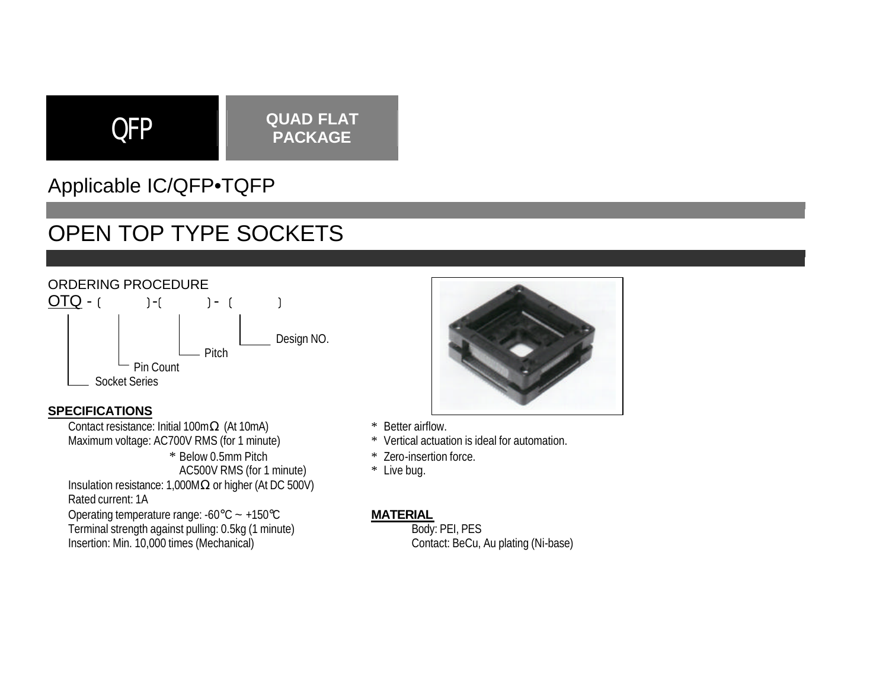QFP

**QUAD FLAT PACKAGE**

## Applicable IC/QFP•TQFP

# OPEN TOP TYPE SOCKETS

ORDERING PROCEDURE

OTQ - [ ] - [ ] - [ ]

- Socket Series
- Pin Count
- Pitch
- Design NO.

**SPECIFICATIONS**

Contact resistance: Initial 100mΩ (At 10mA)
Maximum voltage: AC700V RMS (for 1 minute)
* Below 0.5mm Pitch
AC500V RMS (for 1 minute)
Insulation resistance: 1,000MΩ or higher (At DC 500V)
Rated current: 1A
Operating temperature range: -60°C ~ +150°C
Terminal strength against pulling: 0.5kg (1 minute)
Insertion: Min. 10,000 times (Mechanical)

* Better airflow.
* Vertical actuation is ideal for automation.
* Zero-insertion force.
* Live bug.

**MATERIAL**

Body: PEI, PES
Contact: BeCu, Au plating (Ni-base)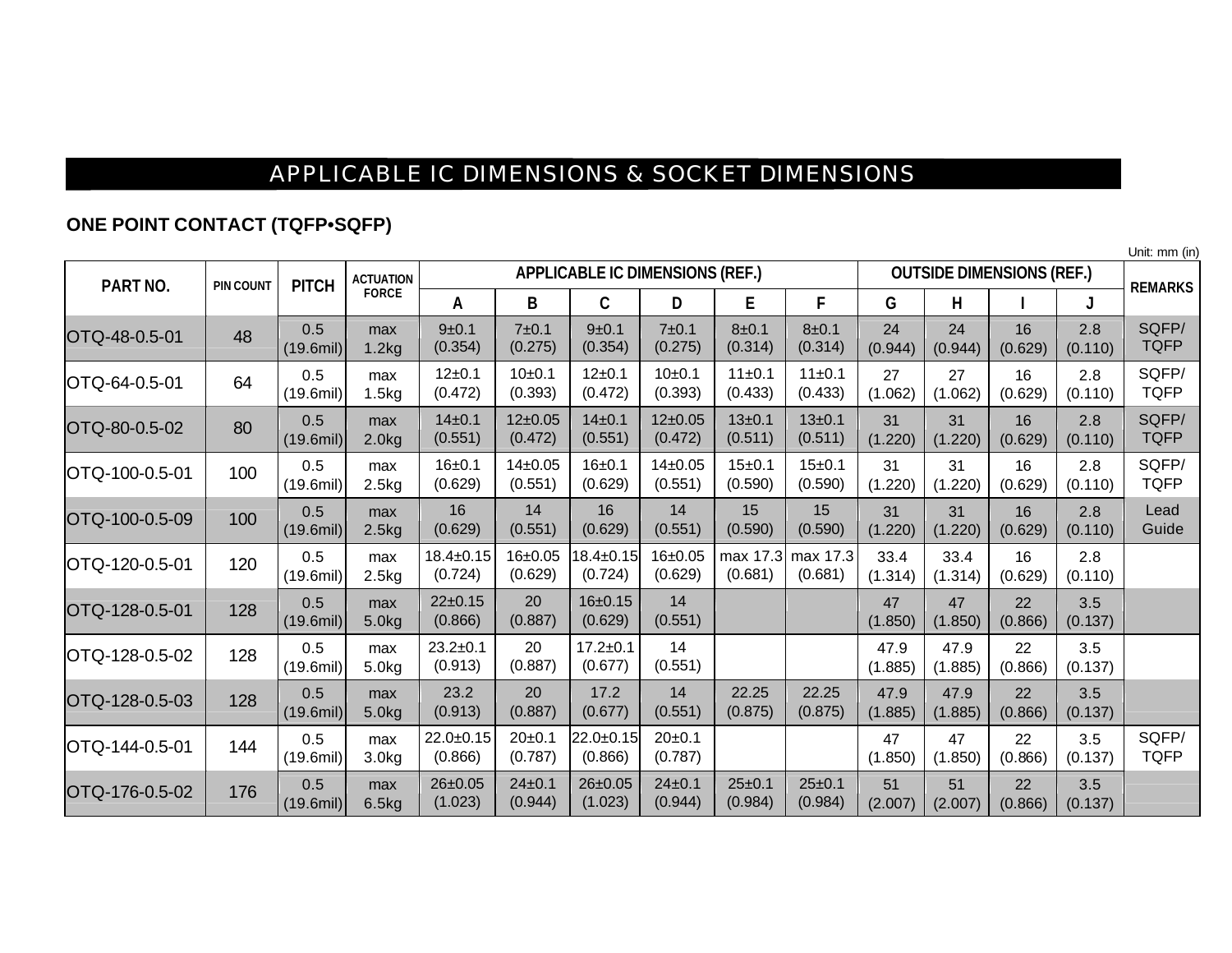## APPLICABLE IC DIMENSIONS & SOCKET DIMENSIONS

**ONE POINT CONTACT (TQFP•SQFP)**

Unit: mm (in)

| PART NO. | PIN COUNT | PITCH | ACTUATION FORCE | APPLICABLE IC DIMENSIONS (REF.) | | | | | | OUTSIDE DIMENSIONS (REF.) | | | | REMARKS |
|---|---|---|---|---|---|---|---|---|---|---|---|---|---|---|
| | | | | A | B | C | D | E | F | G | H | I | J | |
| OTQ-48-0.5-01 | 48 | 0.5 (19.6mil) | max 1.2kg | 9±0.1 (0.354) | 7±0.1 (0.275) | 9±0.1 (0.354) | 7±0.1 (0.275) | 8±0.1 (0.314) | 8±0.1 (0.314) | 24 (0.944) | 24 (0.944) | 16 (0.629) | 2.8 (0.110) | SQFP/ TQFP |
| OTQ-64-0.5-01 | 64 | 0.5 (19.6mil) | max 1.5kg | 12±0.1 (0.472) | 10±0.1 (0.393) | 12±0.1 (0.472) | 10±0.1 (0.393) | 11±0.1 (0.433) | 11±0.1 (0.433) | 27 (1.062) | 27 (1.062) | 16 (0.629) | 2.8 (0.110) | SQFP/ TQFP |
| OTQ-80-0.5-02 | 80 | 0.5 (19.6mil) | max 2.0kg | 14±0.1 (0.551) | 12±0.05 (0.472) | 14±0.1 (0.551) | 12±0.05 (0.472) | 13±0.1 (0.511) | 13±0.1 (0.511) | 31 (1.220) | 31 (1.220) | 16 (0.629) | 2.8 (0.110) | SQFP/ TQFP |
| OTQ-100-0.5-01 | 100 | 0.5 (19.6mil) | max 2.5kg | 16±0.1 (0.629) | 14±0.05 (0.551) | 16±0.1 (0.629) | 14±0.05 (0.551) | 15±0.1 (0.590) | 15±0.1 (0.590) | 31 (1.220) | 31 (1.220) | 16 (0.629) | 2.8 (0.110) | SQFP/ TQFP |
| OTQ-100-0.5-09 | 100 | 0.5 (19.6mil) | max 2.5kg | 16 (0.629) | 14 (0.551) | 16 (0.629) | 14 (0.551) | 15 (0.590) | 15 (0.590) | 31 (1.220) | 31 (1.220) | 16 (0.629) | 2.8 (0.110) | Lead Guide |
| OTQ-120-0.5-01 | 120 | 0.5 (19.6mil) | max 2.5kg | 18.4±0.15 (0.724) | 16±0.05 (0.629) | 18.4±0.15 (0.724) | 16±0.05 (0.629) | max 17.3 (0.681) | max 17.3 (0.681) | 33.4 (1.314) | 33.4 (1.314) | 16 (0.629) | 2.8 (0.110) | |
| OTQ-128-0.5-01 | 128 | 0.5 (19.6mil) | max 5.0kg | 22±0.15 (0.866) | 20 (0.887) | 16±0.15 (0.629) | 14 (0.551) | | | 47 (1.850) | 47 (1.850) | 22 (0.866) | 3.5 (0.137) | |
| OTQ-128-0.5-02 | 128 | 0.5 (19.6mil) | max 5.0kg | 23.2±0.1 (0.913) | 20 (0.887) | 17.2±0.1 (0.677) | 14 (0.551) | | | 47.9 (1.885) | 47.9 (1.885) | 22 (0.866) | 3.5 (0.137) | |
| OTQ-128-0.5-03 | 128 | 0.5 (19.6mil) | max 5.0kg | 23.2 (0.913) | 20 (0.887) | 17.2 (0.677) | 14 (0.551) | 22.25 (0.875) | 22.25 (0.875) | 47.9 (1.885) | 47.9 (1.885) | 22 (0.866) | 3.5 (0.137) | |
| OTQ-144-0.5-01 | 144 | 0.5 (19.6mil) | max 3.0kg | 22.0±0.15 (0.866) | 20±0.1 (0.787) | 22.0±0.15 (0.866) | 20±0.1 (0.787) | | | 47 (1.850) | 47 (1.850) | 22 (0.866) | 3.5 (0.137) | SQFP/ TQFP |
| OTQ-176-0.5-02 | 176 | 0.5 (19.6mil) | max 6.5kg | 26±0.05 (1.023) | 24±0.1 (0.944) | 26±0.05 (1.023) | 24±0.1 (0.944) | 25±0.1 (0.984) | 25±0.1 (0.984) | 51 (2.007) | 51 (2.007) | 22 (0.866) | 3.5 (0.137) | |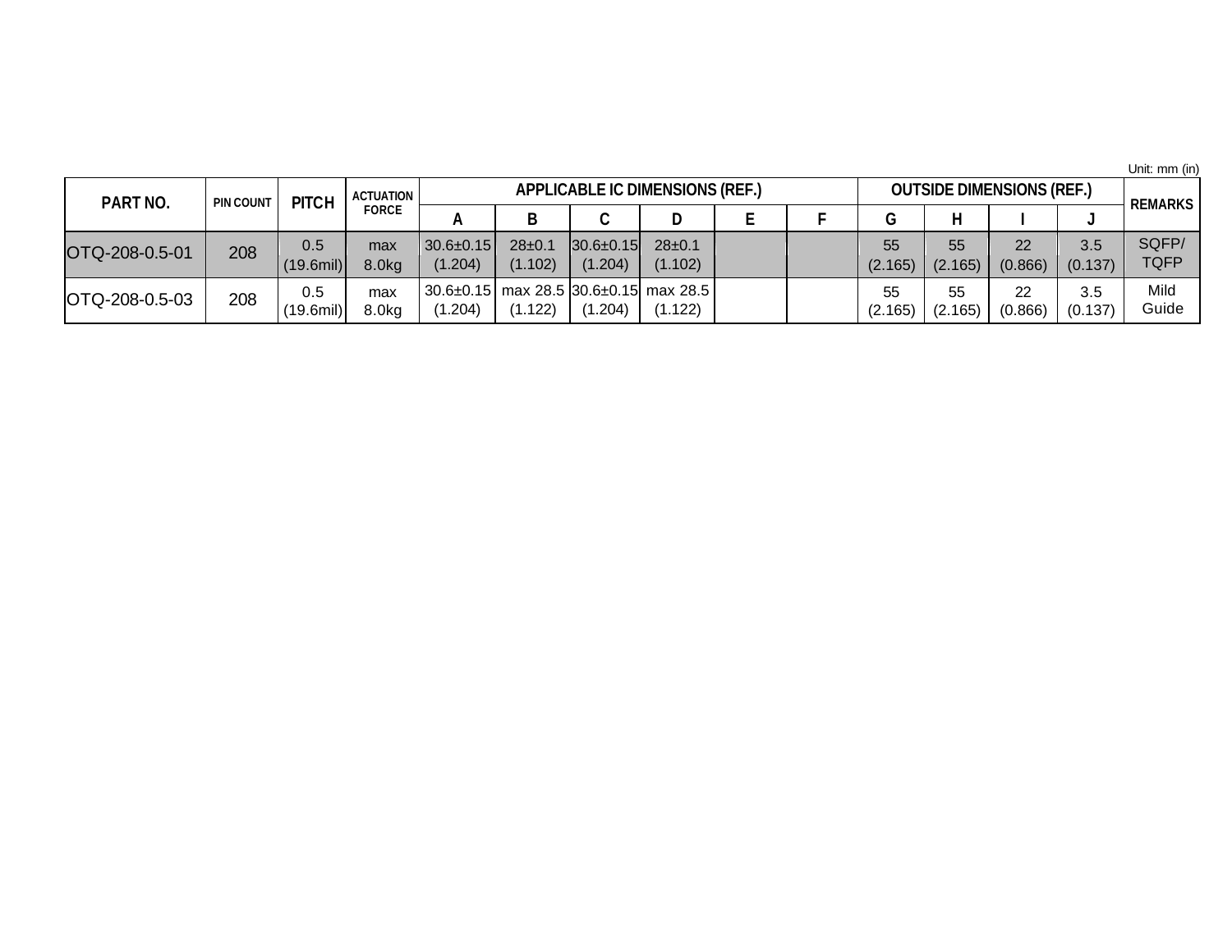Unit: mm (in)

| PART NO. | PIN COUNT | PITCH | ACTUATION FORCE | APPLICABLE IC DIMENSIONS (REF.) | | | | | | OUTSIDE DIMENSIONS (REF.) | | | | REMARKS |
|---|---|---|---|---|---|---|---|---|---|---|---|---|---|---|
| | | | | A | B | C | D | E | F | G | H | I | J | |
| OTQ-208-0.5-01 | 208 | 0.5 (19.6mil) | max 8.0kg | 30.6±0.15 (1.204) | 28±0.1 (1.102) | 30.6±0.15 (1.204) | 28±0.1 (1.102) | | | 55 (2.165) | 55 (2.165) | 22 (0.866) | 3.5 (0.137) | SQFP/ TQFP |
| OTQ-208-0.5-03 | 208 | 0.5 (19.6mil) | max 8.0kg | 30.6±0.15 (1.204) | max 28.5 (1.122) | 30.6±0.15 (1.204) | max 28.5 (1.122) | | | 55 (2.165) | 55 (2.165) | 22 (0.866) | 3.5 (0.137) | Mild Guide |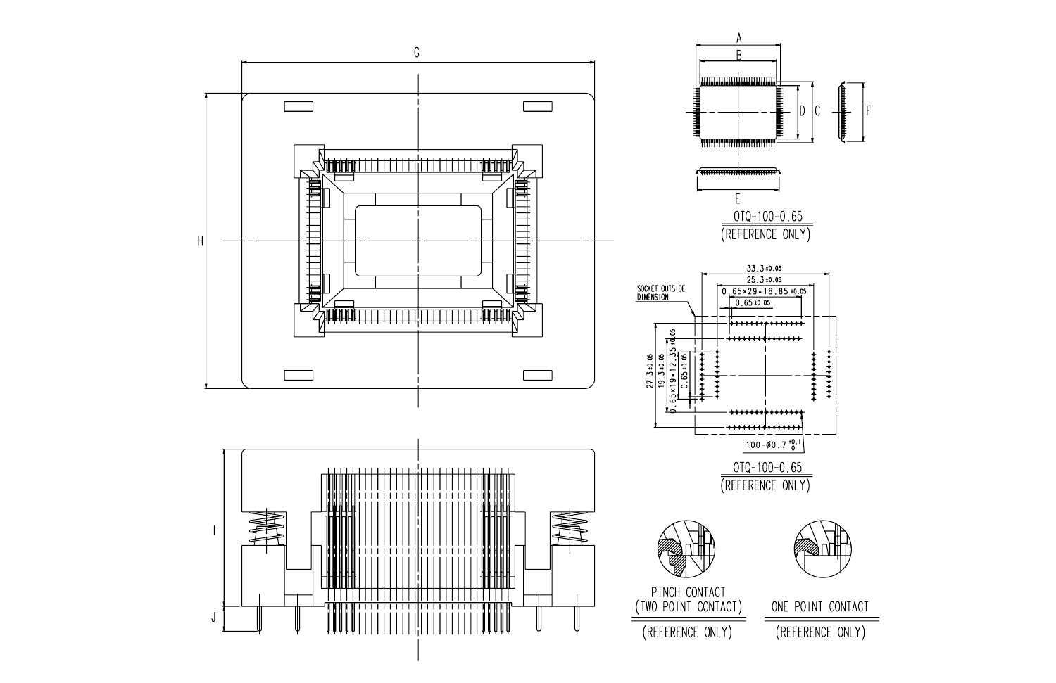G

H

I

J

A

B

D C

F

E

OTQ-100-0.65

(REFERENCE ONLY)

SOCKET OUTSIDE DIMENSION

33.3 ±0.05

25.3 ±0.05

0.65×29=18.85 ±0.05

0.65 ±0.05

27.3 ±0.05

19.3 ±0.05

0.65×19=12.35 ±0.05

0.65 ±0.05

100-Ø0.7 $^{+0.1}_{0}$

OTQ-100-0.65

(REFERENCE ONLY)

PINCH CONTACT

(TWO POINT CONTACT)

(REFERENCE ONLY)

ONE POINT CONTACT

(REFERENCE ONLY)